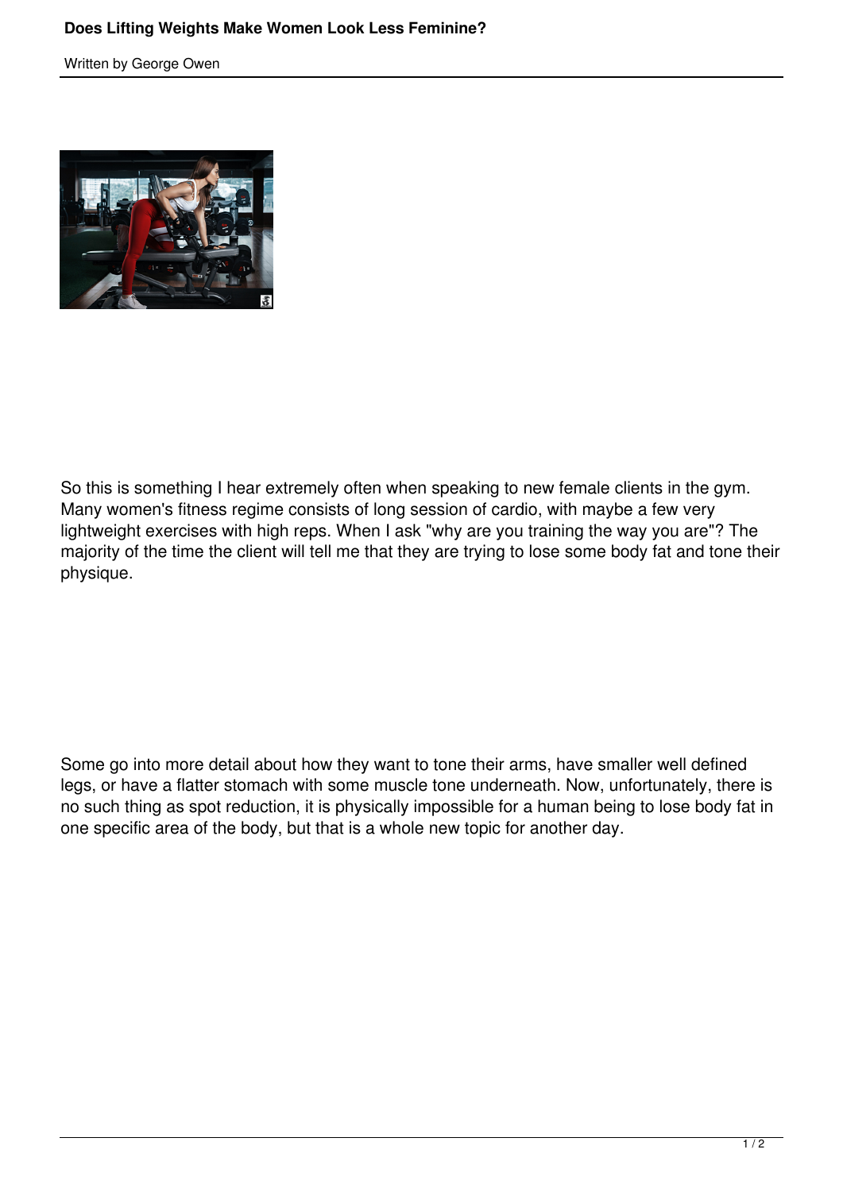# Does Lifting Weights Make Women Look Less Feminine?

Written by George Owen

So this is something I hear extremely often when speaking to new female clients in the gym. Many women's fitness regime consists of long session of cardio, with maybe a few very lightweight exercises with high reps. When I ask "why are you training the way you are"? The majority of the time the client will tell me that they are trying to lose some body fat and tone their physique.

Some go into more detail about how they want to tone their arms, have smaller well defined legs, or have a flatter stomach with some muscle tone underneath. Now, unfortunately, there is no such thing as spot reduction, it is physically impossible for a human being to lose body fat in one specific area of the body, but that is a whole new topic for another day.